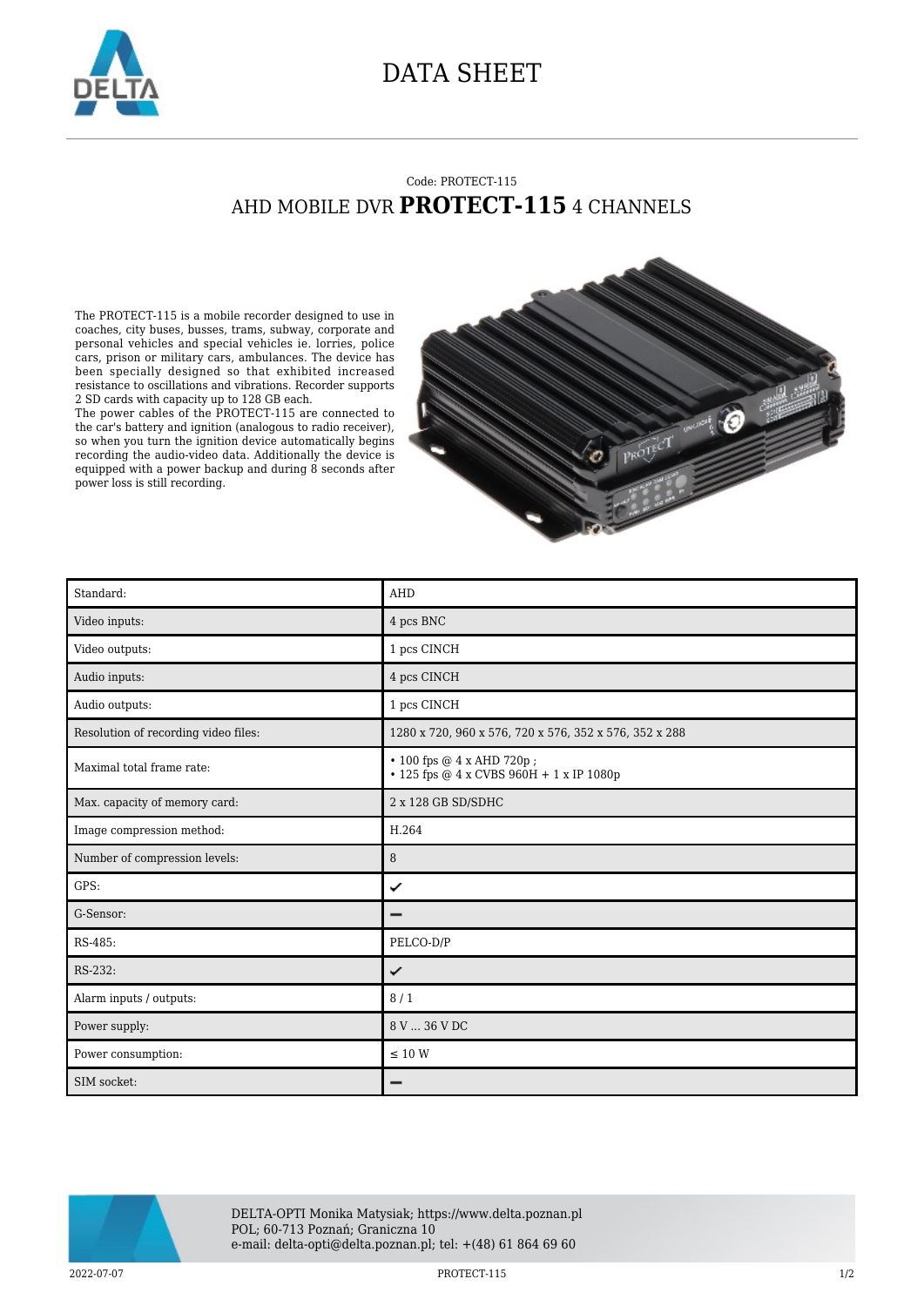# DATA SHEET

Code: PROTECT-115

## AHD MOBILE DVR **PROTECT-115** 4 CHANNELS

The PROTECT-115 is a mobile recorder designed to use in coaches, city buses, busses, trams, subway, corporate and personal vehicles and special vehicles ie. lorries, police cars, prison or military cars, ambulances. The device has been specially designed so that exhibited increased resistance to oscillations and vibrations. Recorder supports 2 SD cards with capacity up to 128 GB each.
The power cables of the PROTECT-115 are connected to the car's battery and ignition (analogous to radio receiver), so when you turn the ignition device automatically begins recording the audio-video data. Additionally the device is equipped with a power backup and during 8 seconds after power loss is still recording.

| | |
|---|---|
| Standard: | AHD |
| Video inputs: | 4 pcs BNC |
| Video outputs: | 1 pcs CINCH |
| Audio inputs: | 4 pcs CINCH |
| Audio outputs: | 1 pcs CINCH |
| Resolution of recording video files: | 1280 x 720, 960 x 576, 720 x 576, 352 x 576, 352 x 288 |
| Maximal total frame rate: | • 100 fps @ 4 x AHD 720p ;<br>• 125 fps @ 4 x CVBS 960H + 1 x IP 1080p |
| Max. capacity of memory card: | 2 x 128 GB SD/SDHC |
| Image compression method: | H.264 |
| Number of compression levels: | 8 |
| GPS: | ✔ |
| G-Sensor: | – |
| RS-485: | PELCO-D/P |
| RS-232: | ✔ |
| Alarm inputs / outputs: | 8 / 1 |
| Power supply: | 8 V ... 36 V DC |
| Power consumption: | ≤ 10 W |
| SIM socket: | – |

DELTA-OPTI Monika Matysiak; https://www.delta.poznan.pl
POL; 60-713 Poznań; Graniczna 10
e-mail: delta-opti@delta.poznan.pl; tel: +(48) 61 864 69 60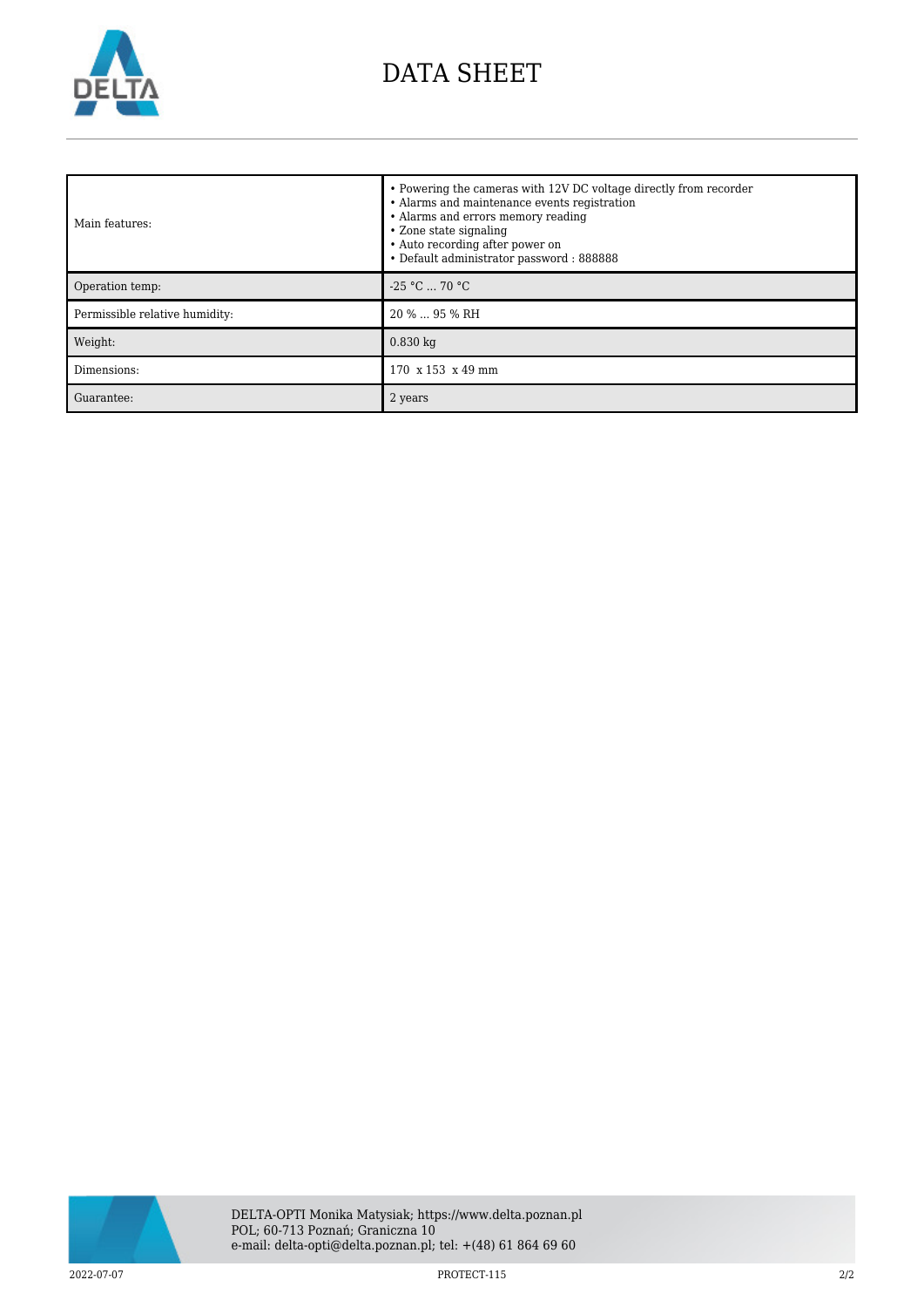# DATA SHEET

| | |
|---|---|
| Main features: | • Powering the cameras with 12V DC voltage directly from recorder<br>• Alarms and maintenance events registration<br>• Alarms and errors memory reading<br>• Zone state signaling<br>• Auto recording after power on<br>• Default administrator password : 888888 |
| Operation temp: | -25 °C ... 70 °C |
| Permissible relative humidity: | 20 % ... 95 % RH |
| Weight: | 0.830 kg |
| Dimensions: | 170 x 153 x 49 mm |
| Guarantee: | 2 years |

DELTA-OPTI Monika Matysiak; https://www.delta.poznan.pl
POL; 60-713 Poznań; Graniczna 10
e-mail: delta-opti@delta.poznan.pl; tel: +(48) 61 864 69 60

2022-07-07 PROTECT-115